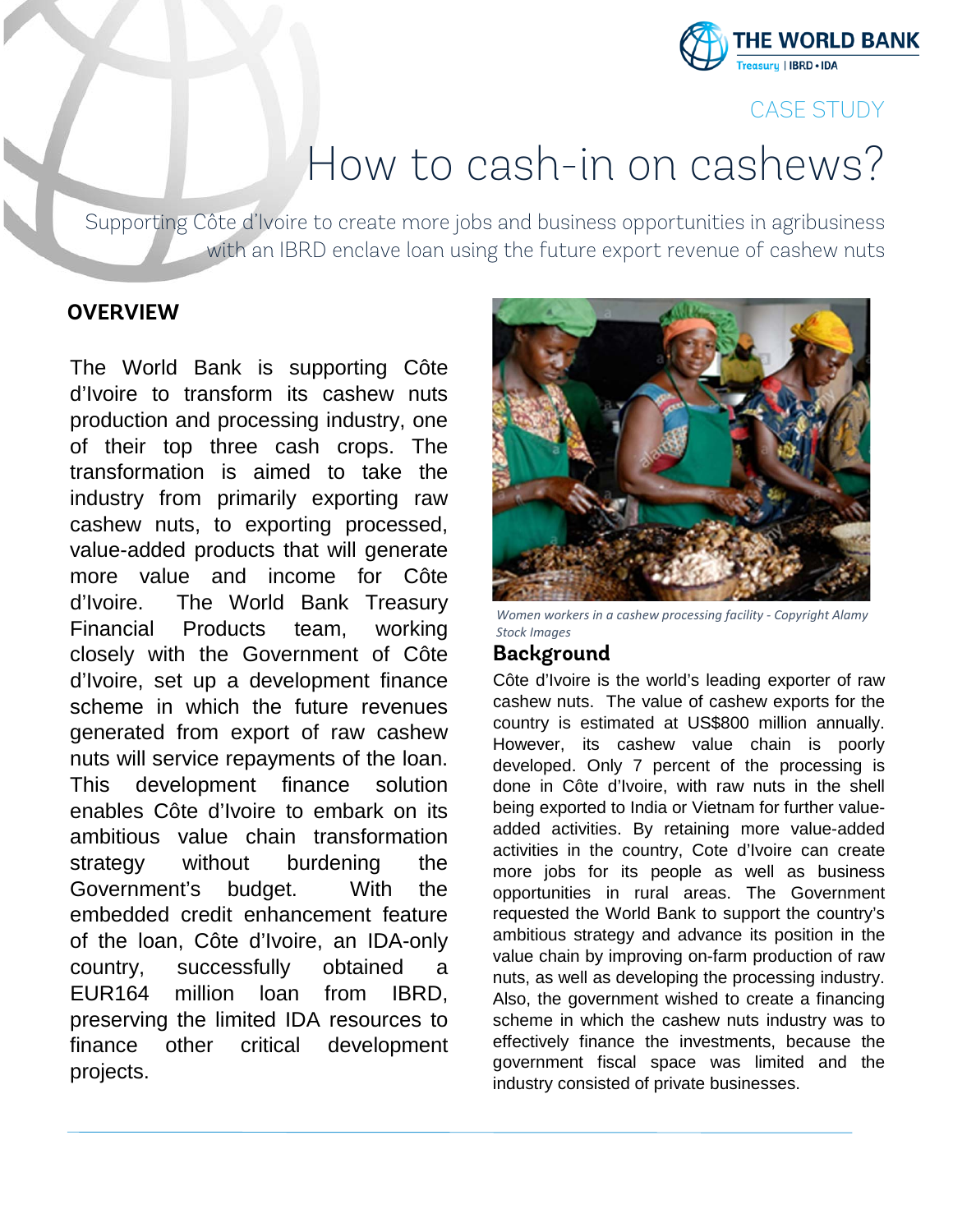CASE STUDY

# How to cash-in on cashews?

Supporting Côte d'Ivoire to create more jobs and business opportunities in agribusiness with an IBRD enclave loan using the future export revenue of cashew nuts

## OVERVIEW

The World Bank is supporting Côte d'Ivoire to transform its cashew nuts production and processing industry, one of their top three cash crops. The transformation is aimed to take the industry from primarily exporting raw cashew nuts, to exporting processed, value-added products that will generate more value and income for Côte d'Ivoire. The World Bank Treasury Financial Products team, working closely with the Government of Côte d'Ivoire, set up a development finance scheme in which the future revenues generated from export of raw cashew nuts will service repayments of the loan. This development finance solution enables Côte d'Ivoire to embark on its ambitious value chain transformation strategy without burdening the Government's budget. With the embedded credit enhancement feature of the loan, Côte d'Ivoire, an IDA-only country, successfully obtained a EUR164 million loan from IBRD, preserving the limited IDA resources to finance other critical development projects.

*Women workers in a cashew processing facility - Copyright Alamy Stock Images*

## Background

Côte d'Ivoire is the world's leading exporter of raw cashew nuts. The value of cashew exports for the country is estimated at US$800 million annually. However, its cashew value chain is poorly developed. Only 7 percent of the processing is done in Côte d'Ivoire, with raw nuts in the shell being exported to India or Vietnam for further value-added activities. By retaining more value-added activities in the country, Cote d'Ivoire can create more jobs for its people as well as business opportunities in rural areas. The Government requested the World Bank to support the country's ambitious strategy and advance its position in the value chain by improving on-farm production of raw nuts, as well as developing the processing industry. Also, the government wished to create a financing scheme in which the cashew nuts industry was to effectively finance the investments, because the government fiscal space was limited and the industry consisted of private businesses.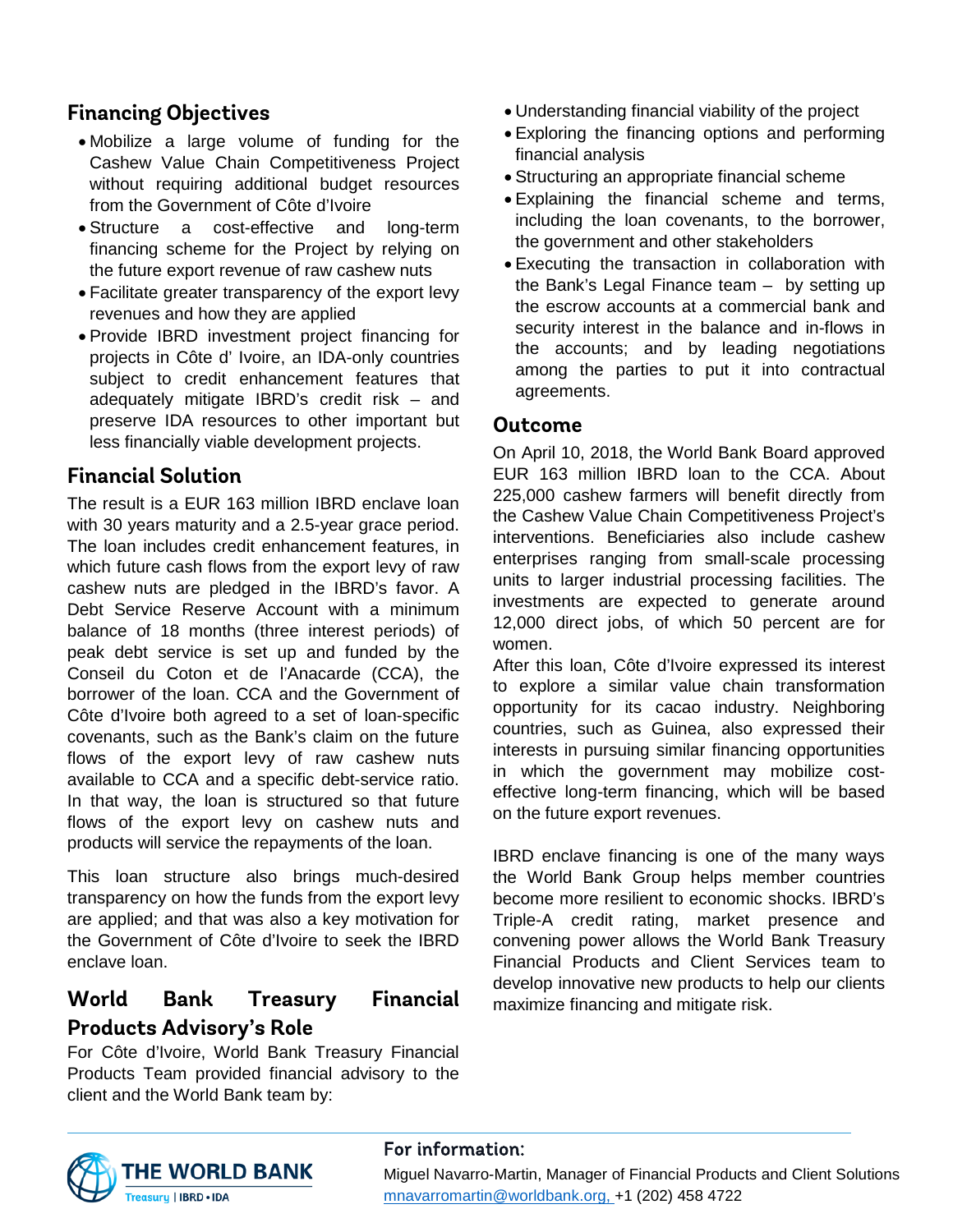## Financing Objectives

- Mobilize a large volume of funding for the Cashew Value Chain Competitiveness Project without requiring additional budget resources from the Government of Côte d'Ivoire
- Structure a cost-effective and long-term financing scheme for the Project by relying on the future export revenue of raw cashew nuts
- Facilitate greater transparency of the export levy revenues and how they are applied
- Provide IBRD investment project financing for projects in Côte d' Ivoire, an IDA-only countries subject to credit enhancement features that adequately mitigate IBRD's credit risk – and preserve IDA resources to other important but less financially viable development projects.

## Financial Solution

The result is a EUR 163 million IBRD enclave loan with 30 years maturity and a 2.5-year grace period. The loan includes credit enhancement features, in which future cash flows from the export levy of raw cashew nuts are pledged in the IBRD's favor. A Debt Service Reserve Account with a minimum balance of 18 months (three interest periods) of peak debt service is set up and funded by the Conseil du Coton et de l'Anacarde (CCA), the borrower of the loan. CCA and the Government of Côte d'Ivoire both agreed to a set of loan-specific covenants, such as the Bank's claim on the future flows of the export levy of raw cashew nuts available to CCA and a specific debt-service ratio. In that way, the loan is structured so that future flows of the export levy on cashew nuts and products will service the repayments of the loan.

This loan structure also brings much-desired transparency on how the funds from the export levy are applied; and that was also a key motivation for the Government of Côte d'Ivoire to seek the IBRD enclave loan.

## World Bank Treasury Financial Products Advisory's Role

For Côte d'Ivoire, World Bank Treasury Financial Products Team provided financial advisory to the client and the World Bank team by:

- Understanding financial viability of the project
- Exploring the financing options and performing financial analysis
- Structuring an appropriate financial scheme
- Explaining the financial scheme and terms, including the loan covenants, to the borrower, the government and other stakeholders
- Executing the transaction in collaboration with the Bank's Legal Finance team – by setting up the escrow accounts at a commercial bank and security interest in the balance and in-flows in the accounts; and by leading negotiations among the parties to put it into contractual agreements.

## Outcome

On April 10, 2018, the World Bank Board approved EUR 163 million IBRD loan to the CCA. About 225,000 cashew farmers will benefit directly from the Cashew Value Chain Competitiveness Project's interventions. Beneficiaries also include cashew enterprises ranging from small-scale processing units to larger industrial processing facilities. The investments are expected to generate around 12,000 direct jobs, of which 50 percent are for women.

After this loan, Côte d'Ivoire expressed its interest to explore a similar value chain transformation opportunity for its cacao industry. Neighboring countries, such as Guinea, also expressed their interests in pursuing similar financing opportunities in which the government may mobilize cost-effective long-term financing, which will be based on the future export revenues.

IBRD enclave financing is one of the many ways the World Bank Group helps member countries become more resilient to economic shocks. IBRD's Triple-A credit rating, market presence and convening power allows the World Bank Treasury Financial Products and Client Services team to develop innovative new products to help our clients maximize financing and mitigate risk.

THE WORLD BANK
Treasury | IBRD • IDA

### For information:

Miguel Navarro-Martin, Manager of Financial Products and Client Solutions
mnavarromartin@worldbank.org, +1 (202) 458 4722